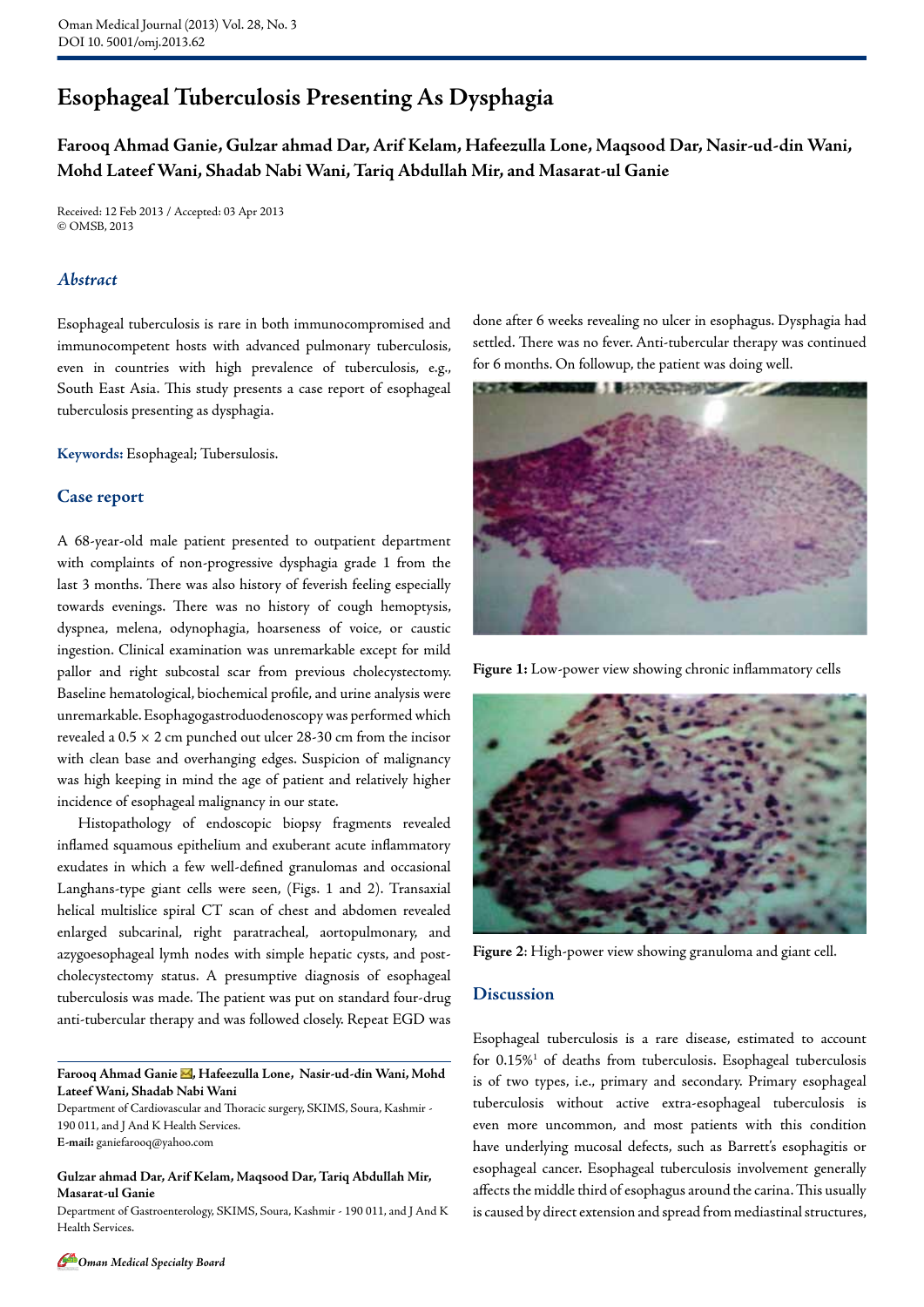# Esophageal Tuberculosis Presenting As Dysphagia

**Farooq Ahmad Ganie, Gulzar ahmad Dar, Arif Kelam, Hafeezulla Lone, Maqsood Dar, Nasir-ud-din Wani, Mohd Lateef Wani, Shadab Nabi Wani, Tariq Abdullah Mir, and Masarat-ul Ganie**

Received: 12 Feb 2013 / Accepted: 03 Apr 2013
© OMSB, 2013

## *Abstract*

Esophageal tuberculosis is rare in both immunocompromised and immunocompetent hosts with advanced pulmonary tuberculosis, even in countries with high prevalence of tuberculosis, e.g., South East Asia. This study presents a case report of esophageal tuberculosis presenting as dysphagia.

**Keywords:** Esophageal; Tubersulosis.

## Case report

A 68-year-old male patient presented to outpatient department with complaints of non-progressive dysphagia grade 1 from the last 3 months. There was also history of feverish feeling especially towards evenings. There was no history of cough hemoptysis, dyspnea, melena, odynophagia, hoarseness of voice, or caustic ingestion. Clinical examination was unremarkable except for mild pallor and right subcostal scar from previous cholecystectomy. Baseline hematological, biochemical profile, and urine analysis were unremarkable. Esophagogastroduodenoscopy was performed which revealed a 0.5 × 2 cm punched out ulcer 28-30 cm from the incisor with clean base and overhanging edges. Suspicion of malignancy was high keeping in mind the age of patient and relatively higher incidence of esophageal malignancy in our state.

Histopathology of endoscopic biopsy fragments revealed inflamed squamous epithelium and exuberant acute inflammatory exudates in which a few well-defined granulomas and occasional Langhans-type giant cells were seen, (Figs. 1 and 2). Transaxial helical multislice spiral CT scan of chest and abdomen revealed enlarged subcarinal, right paratracheal, aortopulmonary, and azygoesophageal lymh nodes with simple hepatic cysts, and post-cholecystectomy status. A presumptive diagnosis of esophageal tuberculosis was made. The patient was put on standard four-drug anti-tubercular therapy and was followed closely. Repeat EGD was done after 6 weeks revealing no ulcer in esophagus. Dysphagia had settled. There was no fever. Anti-tubercular therapy was continued for 6 months. On followup, the patient was doing well.

**Figure 1:** Low-power view showing chronic inflammatory cells

**Figure 2**: High-power view showing granuloma and giant cell.

## Discussion

Esophageal tuberculosis is a rare disease, estimated to account for 0.15%[1] of deaths from tuberculosis. Esophageal tuberculosis is of two types, i.e., primary and secondary. Primary esophageal tuberculosis without active extra-esophageal tuberculosis is even more uncommon, and most patients with this condition have underlying mucosal defects, such as Barrett's esophagitis or esophageal cancer. Esophageal tuberculosis involvement generally affects the middle third of esophagus around the carina. This usually is caused by direct extension and spread from mediastinal structures,

**Farooq Ahmad Ganie ✉, Hafeezulla Lone, Nasir-ud-din Wani, Mohd Lateef Wani, Shadab Nabi Wani**
Department of Cardiovascular and Thoracic surgery, SKIMS, Soura, Kashmir - 190 011, and J And K Health Services.
**E-mail:** ganiefarooq@yahoo.com

**Gulzar ahmad Dar, Arif Kelam, Maqsood Dar, Tariq Abdullah Mir, Masarat-ul Ganie**
Department of Gastroenterology, SKIMS, Soura, Kashmir - 190 011, and J And K Health Services.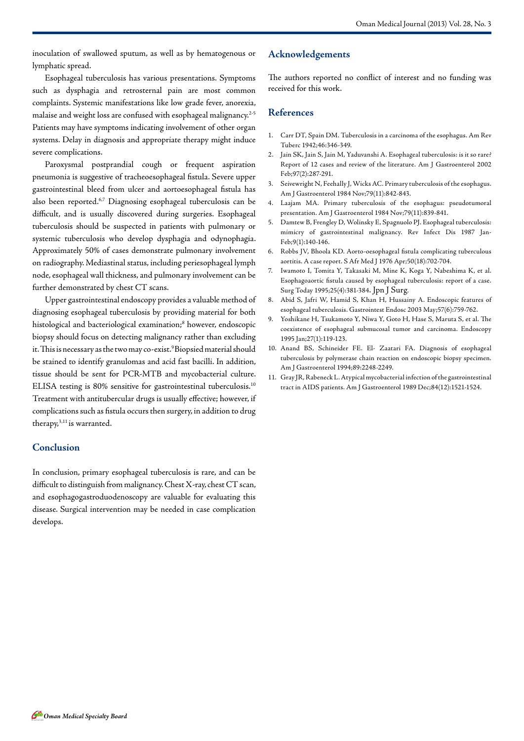inoculation of swallowed sputum, as well as by hematogenous or lymphatic spread.

Esophageal tuberculosis has various presentations. Symptoms such as dysphagia and retrosternal pain are most common complaints. Systemic manifestations like low grade fever, anorexia, malaise and weight loss are confused with esophageal malignancy.[2-5] Patients may have symptoms indicating involvement of other organ systems. Delay in diagnosis and appropriate therapy might induce severe complications.

Paroxysmal postprandial cough or frequent aspiration pneumonia is suggestive of tracheoesophageal fistula. Severe upper gastrointestinal bleed from ulcer and aortoesophageal fistula has also been reported.[6,7] Diagnosing esophageal tuberculosis can be difficult, and is usually discovered during surgeries. Esophageal tuberculosis should be suspected in patients with pulmonary or systemic tuberculosis who develop dysphagia and odynophagia. Approximately 50% of cases demonstrate pulmonary involvement on radiography. Mediastinal status, including periesophageal lymph node, esophageal wall thickness, and pulmonary involvement can be further demonstrated by chest CT scans.

Upper gastrointestinal endoscopy provides a valuable method of diagnosing esophageal tuberculosis by providing material for both histological and bacteriological examination;[8] however, endoscopic biopsy should focus on detecting malignancy rather than excluding it. This is necessary as the two may co-exist.[9] Biopsied material should be stained to identify granulomas and acid fast bacilli. In addition, tissue should be sent for PCR-MTB and mycobacterial culture. ELISA testing is 80% sensitive for gastrointestinal tuberculosis.[10] Treatment with antitubercular drugs is usually effective; however, if complications such as fistula occurs then surgery, in addition to drug therapy,[3,11] is warranted.

## Conclusion

In conclusion, primary esophageal tuberculosis is rare, and can be difficult to distinguish from malignancy. Chest X-ray, chest CT scan, and esophagogastroduodenoscopy are valuable for evaluating this disease. Surgical intervention may be needed in case complication develops.

## Acknowledgements

The authors reported no conflict of interest and no funding was received for this work.

## References

1. Carr DT, Spain DM. Tuberculosis in a carcinoma of the esophagus. Am Rev Tuberc 1942;46:346-349.
2. Jain SK, Jain S, Jain M, Yaduvanshi A. Esophageal tuberculosis: is it so rare? Report of 12 cases and review of the literature. Am J Gastroenterol 2002 Feb;97(2):287-291.
3. Seivewright N, Feehally J, Wicks AC. Primary tuberculosis of the esophagus. Am J Gastroenterol 1984 Nov;79(11):842-843.
4. Laajam MA. Primary tuberculosis of the esophagus: pseudotumoral presentation. Am J Gastroenterol 1984 Nov;79(11):839-841.
5. Damtew B, Frengley D, Wolinsky E, Spagnuolo PJ. Esophageal tuberculosis: mimicry of gastrointestinal malignancy. Rev Infect Dis 1987 Jan-Feb;9(1):140-146.
6. Robbs JV, Bhoola KD. Aorto-oesophageal fistula complicating tuberculous aortitis. A case report. S Afr Med J 1976 Apr;50(18):702-704.
7. Iwamoto I, Tomita Y, Takasaki M, Mine K, Koga Y, Nabeshima K, et al. Esophagoaortic fistula caused by esophageal tuberculosis: report of a case. Surg Today 1995;25(4):381-384. Jpn J Surg.
8. Abid S, Jafri W, Hamid S, Khan H, Hussainy A. Endoscopic features of esophageal tuberculosis. Gastrointest Endosc 2003 May;57(6):759-762.
9. Yoshikane H, Tsukamoto Y, Niwa Y, Goto H, Hase S, Maruta S, et al. The coexistence of esophageal submucosal tumor and carcinoma. Endoscopy 1995 Jan;27(1):119-123.
10. Anand BS, Schineider FE. El- Zaatari FA. Diagnosis of esophageal tuberculosis by polymerase chain reaction on endoscopic biopsy specimen. Am J Gastroenterol 1994;89:2248-2249.
11. Gray JR, Rabeneck L. Atypical mycobacterial infection of the gastrointestinal tract in AIDS patients. Am J Gastroenterol 1989 Dec;84(12):1521-1524.